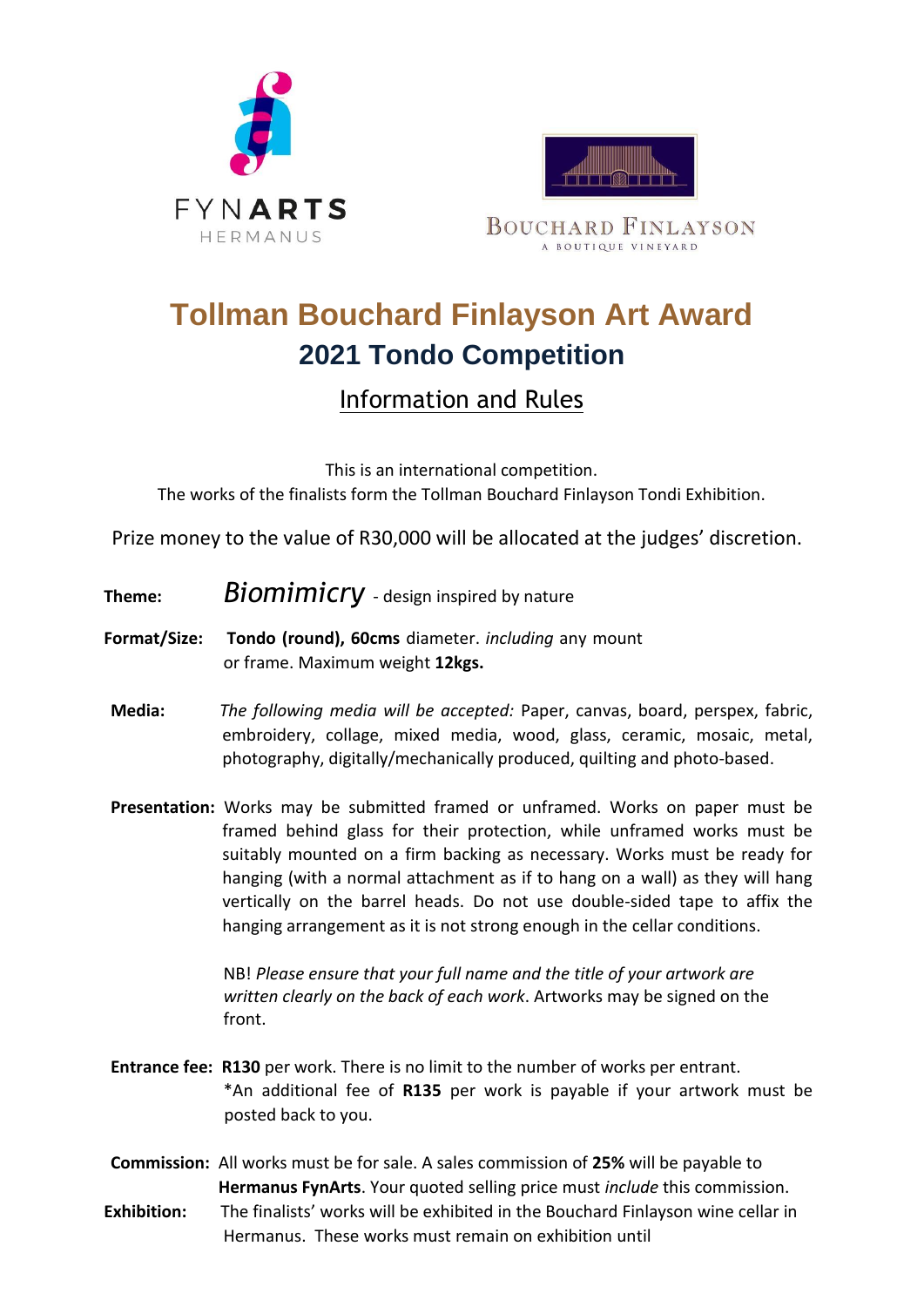FYNARTS
HERMANUS

BOUCHARD FINLAYSON
A BOUTIQUE VINEYARD

# Tollman Bouchard Finlayson Art Award

## 2021 Tondo Competition

### Information and Rules

This is an international competition.
The works of the finalists form the Tollman Bouchard Finlayson Tondi Exhibition.

Prize money to the value of R30,000 will be allocated at the judges' discretion.

**Theme:** *Biomimicry* - design inspired by nature

**Format/Size:** **Tondo (round), 60cms** diameter. *including* any mount or frame. Maximum weight **12kgs.**

**Media:** *The following media will be accepted:* Paper, canvas, board, perspex, fabric, embroidery, collage, mixed media, wood, glass, ceramic, mosaic, metal, photography, digitally/mechanically produced, quilting and photo-based.

**Presentation:** Works may be submitted framed or unframed. Works on paper must be framed behind glass for their protection, while unframed works must be suitably mounted on a firm backing as necessary. Works must be ready for hanging (with a normal attachment as if to hang on a wall) as they will hang vertically on the barrel heads. Do not use double-sided tape to affix the hanging arrangement as it is not strong enough in the cellar conditions.

NB! *Please ensure that your full name and the title of your artwork are written clearly on the back of each work*. Artworks may be signed on the front.

**Entrance fee:** **R130** per work. There is no limit to the number of works per entrant.
*An additional fee of **R135** per work is payable if your artwork must be posted back to you.

**Commission:** All works must be for sale. A sales commission of **25%** will be payable to **Hermanus FynArts**. Your quoted selling price must *include* this commission.

**Exhibition:** The finalists' works will be exhibited in the Bouchard Finlayson wine cellar in Hermanus. These works must remain on exhibition until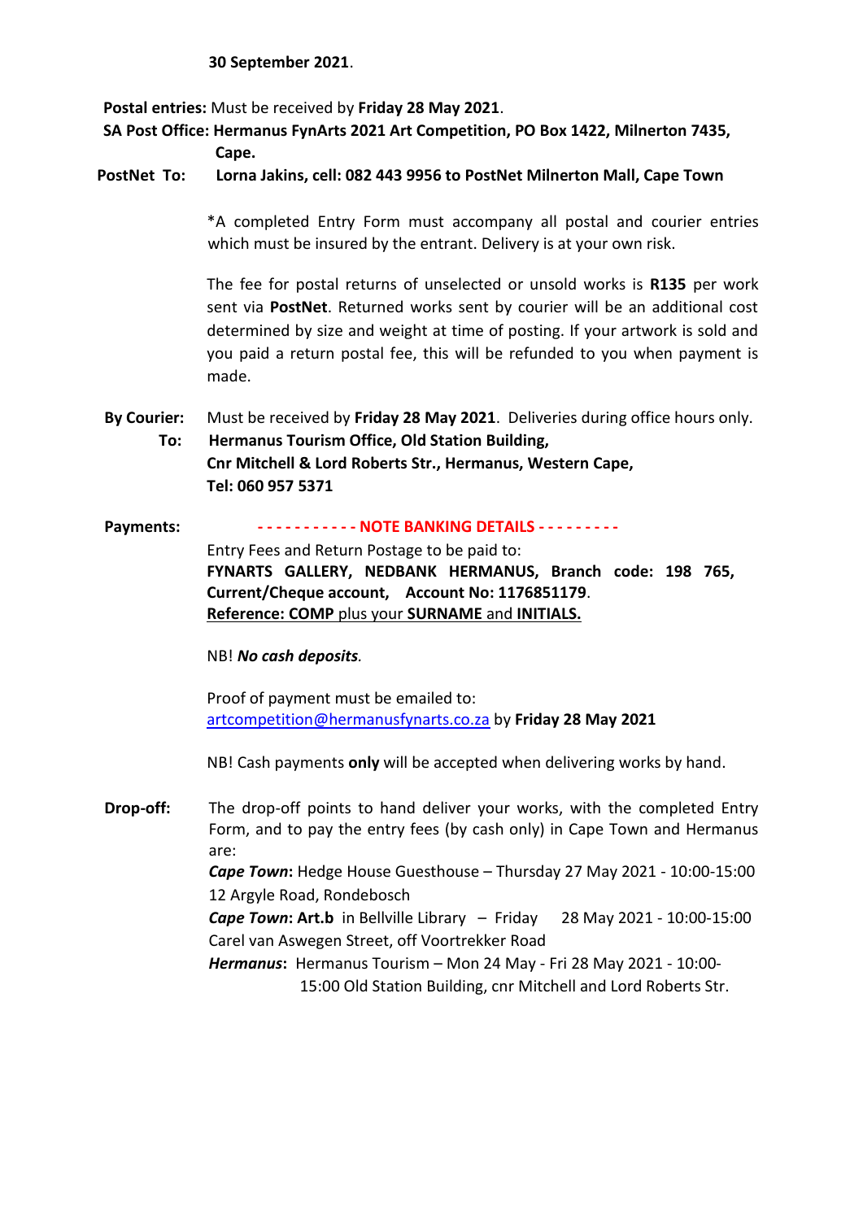**30 September 2021**.

**Postal entries:** Must be received by **Friday 28 May 2021**.

**SA Post Office: Hermanus FynArts 2021 Art Competition, PO Box 1422, Milnerton 7435, Cape.**

**PostNet To: Lorna Jakins, cell: 082 443 9956 to PostNet Milnerton Mall, Cape Town**

*A completed Entry Form must accompany all postal and courier entries which must be insured by the entrant. Delivery is at your own risk.

The fee for postal returns of unselected or unsold works is **R135** per work sent via **PostNet**. Returned works sent by courier will be an additional cost determined by size and weight at time of posting. If your artwork is sold and you paid a return postal fee, this will be refunded to you when payment is made.

**By Courier:** Must be received by **Friday 28 May 2021**. Deliveries during office hours only.

**To: Hermanus Tourism Office, Old Station Building,**
**Cnr Mitchell & Lord Roberts Str., Hermanus, Western Cape,**
**Tel: 060 957 5371**

**Payments:** **- - - - - - - - - - - NOTE BANKING DETAILS - - - - - - - - -**

Entry Fees and Return Postage to be paid to:
**FYNARTS GALLERY, NEDBANK HERMANUS, Branch code: 198 765, Current/Cheque account, Account No: 1176851179**.
**Reference: COMP** plus your **SURNAME** and **INITIALS.**

NB! ***No cash deposits.***

Proof of payment must be emailed to:
artcompetition@hermanusfynarts.co.za by **Friday 28 May 2021**

NB! Cash payments **only** will be accepted when delivering works by hand.

**Drop-off:** The drop-off points to hand deliver your works, with the completed Entry Form, and to pay the entry fees (by cash only) in Cape Town and Hermanus are:

***Cape Town*:** Hedge House Guesthouse – Thursday 27 May 2021 - 10:00-15:00
12 Argyle Road, Rondebosch

***Cape Town*: Art.b** in Bellville Library – Friday 28 May 2021 - 10:00-15:00
Carel van Aswegen Street, off Voortrekker Road

***Hermanus*:** Hermanus Tourism – Mon 24 May - Fri 28 May 2021 - 10:00-15:00 Old Station Building, cnr Mitchell and Lord Roberts Str.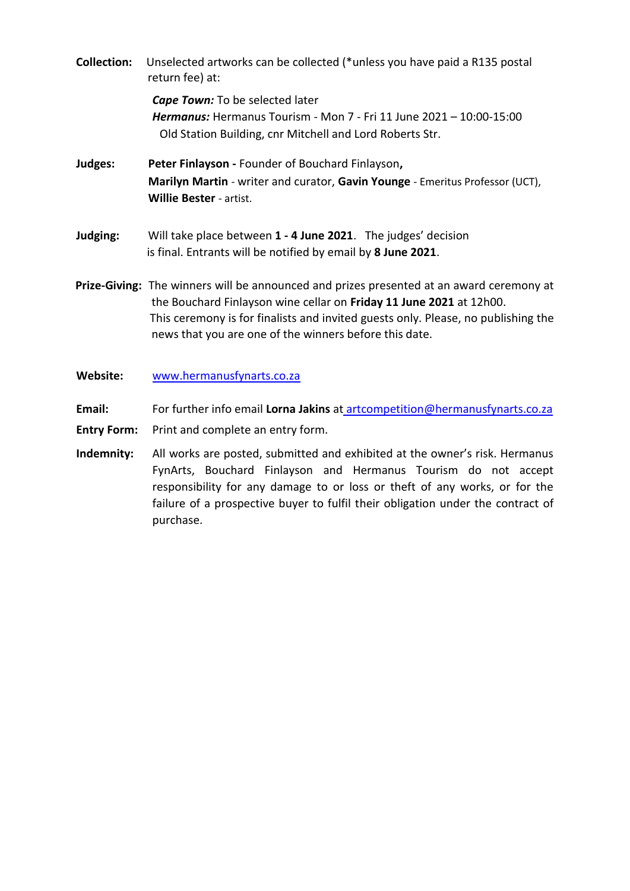**Collection:** Unselected artworks can be collected (*unless you have paid a R135 postal return fee) at:

***Cape Town:*** To be selected later
***Hermanus:*** Hermanus Tourism - Mon 7 - Fri 11 June 2021 – 10:00-15:00
Old Station Building, cnr Mitchell and Lord Roberts Str.

**Judges:** **Peter Finlayson -** Founder of Bouchard Finlayson**,**
**Marilyn Martin** - writer and curator, **Gavin Younge** - Emeritus Professor (UCT),
**Willie Bester** - artist.

**Judging:** Will take place between **1 - 4 June 2021**. The judges' decision is final. Entrants will be notified by email by **8 June 2021**.

**Prize-Giving:** The winners will be announced and prizes presented at an award ceremony at the Bouchard Finlayson wine cellar on **Friday 11 June 2021** at 12h00. This ceremony is for finalists and invited guests only. Please, no publishing the news that you are one of the winners before this date.

**Website:** www.hermanusfynarts.co.za

**Email:** For further info email **Lorna Jakins** at artcompetition@hermanusfynarts.co.za

**Entry Form:** Print and complete an entry form.

**Indemnity:** All works are posted, submitted and exhibited at the owner's risk. Hermanus FynArts, Bouchard Finlayson and Hermanus Tourism do not accept responsibility for any damage to or loss or theft of any works, or for the failure of a prospective buyer to fulfil their obligation under the contract of purchase.